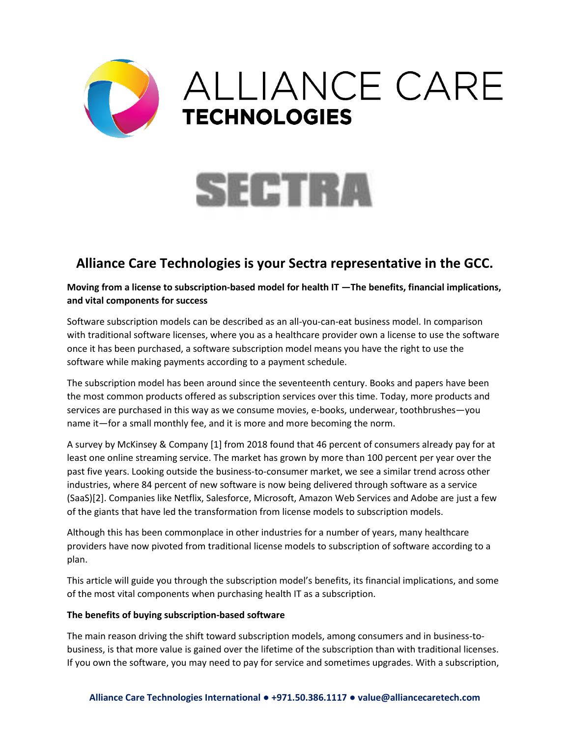# Alliance Care Technologies is your Sectra representative in the GCC.

**Moving from a license to subscription-based model for health IT —The benefits, financial implications, and vital components for success**

Software subscription models can be described as an all-you-can-eat business model. In comparison with traditional software licenses, where you as a healthcare provider own a license to use the software once it has been purchased, a software subscription model means you have the right to use the software while making payments according to a payment schedule.

The subscription model has been around since the seventeenth century. Books and papers have been the most common products offered as subscription services over this time. Today, more products and services are purchased in this way as we consume movies, e-books, underwear, toothbrushes—you name it—for a small monthly fee, and it is more and more becoming the norm.

A survey by McKinsey & Company [1] from 2018 found that 46 percent of consumers already pay for at least one online streaming service. The market has grown by more than 100 percent per year over the past five years. Looking outside the business-to-consumer market, we see a similar trend across other industries, where 84 percent of new software is now being delivered through software as a service (SaaS)[2]. Companies like Netflix, Salesforce, Microsoft, Amazon Web Services and Adobe are just a few of the giants that have led the transformation from license models to subscription models.

Although this has been commonplace in other industries for a number of years, many healthcare providers have now pivoted from traditional license models to subscription of software according to a plan.

This article will guide you through the subscription model's benefits, its financial implications, and some of the most vital components when purchasing health IT as a subscription.

**The benefits of buying subscription-based software**

The main reason driving the shift toward subscription models, among consumers and in business-to-business, is that more value is gained over the lifetime of the subscription than with traditional licenses. If you own the software, you may need to pay for service and sometimes upgrades. With a subscription,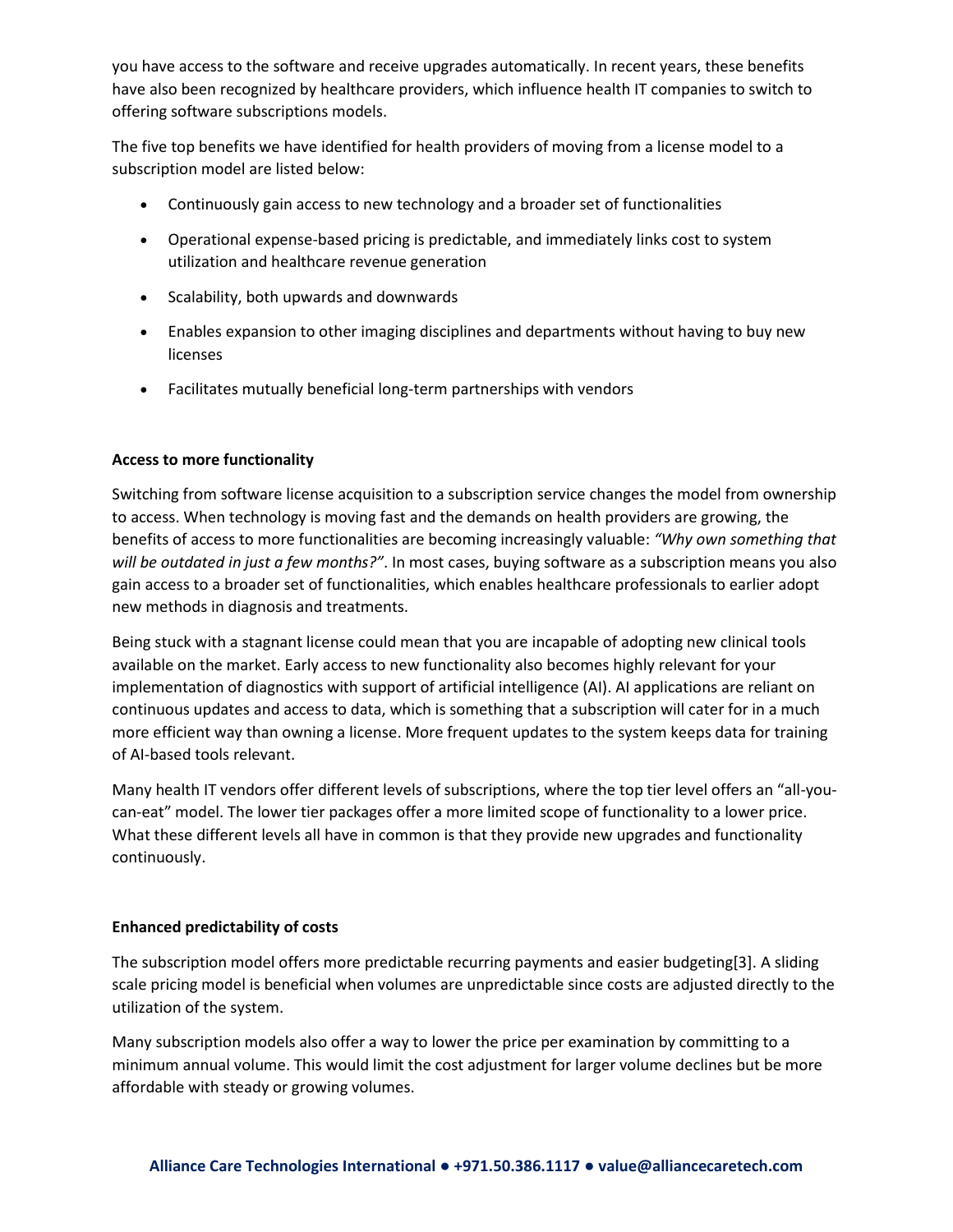you have access to the software and receive upgrades automatically. In recent years, these benefits have also been recognized by healthcare providers, which influence health IT companies to switch to offering software subscriptions models.

The five top benefits we have identified for health providers of moving from a license model to a subscription model are listed below:

- Continuously gain access to new technology and a broader set of functionalities
- Operational expense-based pricing is predictable, and immediately links cost to system utilization and healthcare revenue generation
- Scalability, both upwards and downwards
- Enables expansion to other imaging disciplines and departments without having to buy new licenses
- Facilitates mutually beneficial long-term partnerships with vendors

**Access to more functionality**

Switching from software license acquisition to a subscription service changes the model from ownership to access. When technology is moving fast and the demands on health providers are growing, the benefits of access to more functionalities are becoming increasingly valuable: *"Why own something that will be outdated in just a few months?"*. In most cases, buying software as a subscription means you also gain access to a broader set of functionalities, which enables healthcare professionals to earlier adopt new methods in diagnosis and treatments.

Being stuck with a stagnant license could mean that you are incapable of adopting new clinical tools available on the market. Early access to new functionality also becomes highly relevant for your implementation of diagnostics with support of artificial intelligence (AI). AI applications are reliant on continuous updates and access to data, which is something that a subscription will cater for in a much more efficient way than owning a license. More frequent updates to the system keeps data for training of AI-based tools relevant.

Many health IT vendors offer different levels of subscriptions, where the top tier level offers an "all-you-can-eat" model. The lower tier packages offer a more limited scope of functionality to a lower price. What these different levels all have in common is that they provide new upgrades and functionality continuously.

**Enhanced predictability of costs**

The subscription model offers more predictable recurring payments and easier budgeting[3]. A sliding scale pricing model is beneficial when volumes are unpredictable since costs are adjusted directly to the utilization of the system.

Many subscription models also offer a way to lower the price per examination by committing to a minimum annual volume. This would limit the cost adjustment for larger volume declines but be more affordable with steady or growing volumes.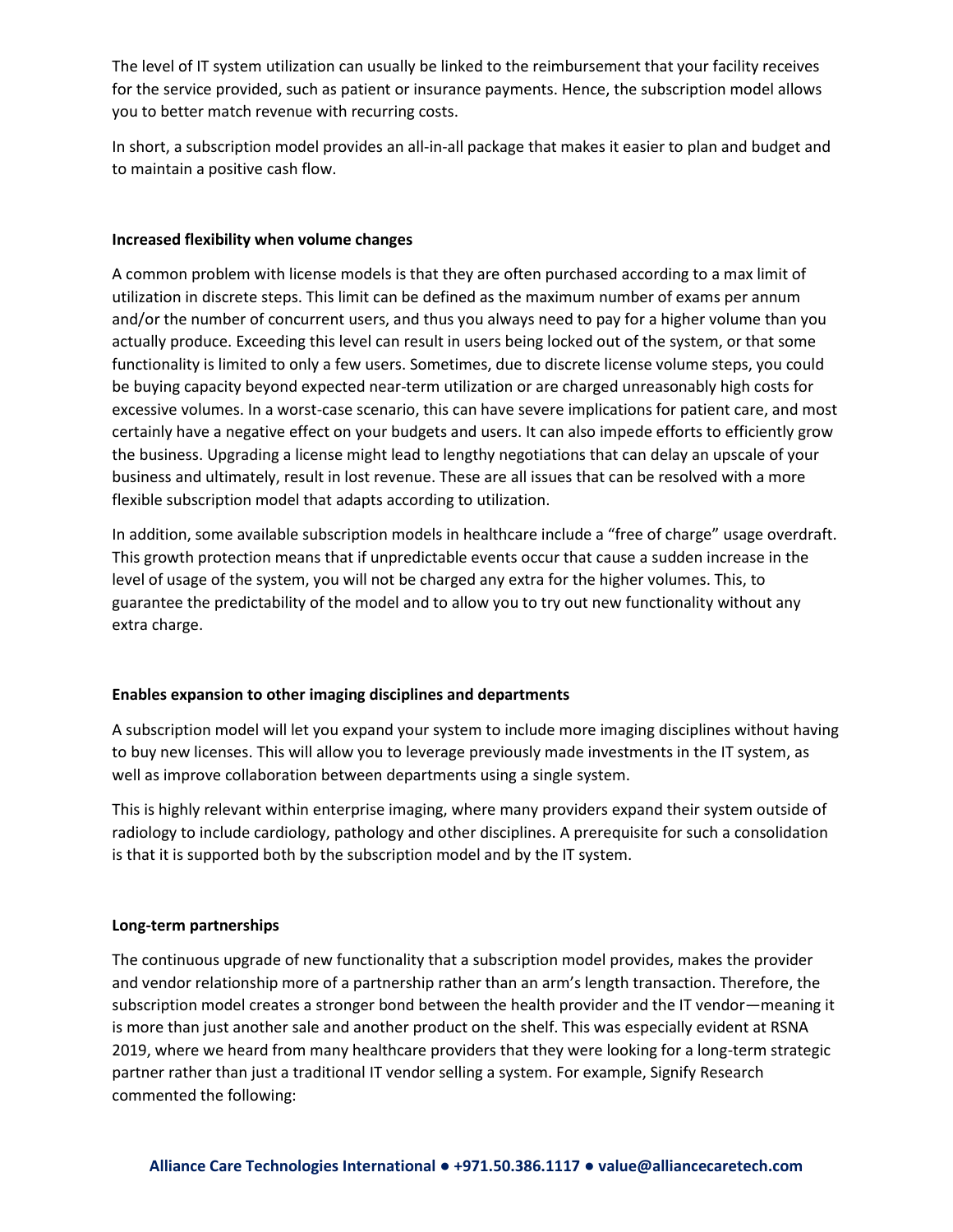The level of IT system utilization can usually be linked to the reimbursement that your facility receives for the service provided, such as patient or insurance payments. Hence, the subscription model allows you to better match revenue with recurring costs.

In short, a subscription model provides an all-in-all package that makes it easier to plan and budget and to maintain a positive cash flow.

**Increased flexibility when volume changes**

A common problem with license models is that they are often purchased according to a max limit of utilization in discrete steps. This limit can be defined as the maximum number of exams per annum and/or the number of concurrent users, and thus you always need to pay for a higher volume than you actually produce. Exceeding this level can result in users being locked out of the system, or that some functionality is limited to only a few users. Sometimes, due to discrete license volume steps, you could be buying capacity beyond expected near-term utilization or are charged unreasonably high costs for excessive volumes. In a worst-case scenario, this can have severe implications for patient care, and most certainly have a negative effect on your budgets and users. It can also impede efforts to efficiently grow the business. Upgrading a license might lead to lengthy negotiations that can delay an upscale of your business and ultimately, result in lost revenue. These are all issues that can be resolved with a more flexible subscription model that adapts according to utilization.

In addition, some available subscription models in healthcare include a "free of charge" usage overdraft. This growth protection means that if unpredictable events occur that cause a sudden increase in the level of usage of the system, you will not be charged any extra for the higher volumes. This, to guarantee the predictability of the model and to allow you to try out new functionality without any extra charge.

**Enables expansion to other imaging disciplines and departments**

A subscription model will let you expand your system to include more imaging disciplines without having to buy new licenses. This will allow you to leverage previously made investments in the IT system, as well as improve collaboration between departments using a single system.

This is highly relevant within enterprise imaging, where many providers expand their system outside of radiology to include cardiology, pathology and other disciplines. A prerequisite for such a consolidation is that it is supported both by the subscription model and by the IT system.

**Long-term partnerships**

The continuous upgrade of new functionality that a subscription model provides, makes the provider and vendor relationship more of a partnership rather than an arm's length transaction. Therefore, the subscription model creates a stronger bond between the health provider and the IT vendor—meaning it is more than just another sale and another product on the shelf. This was especially evident at RSNA 2019, where we heard from many healthcare providers that they were looking for a long-term strategic partner rather than just a traditional IT vendor selling a system. For example, Signify Research commented the following: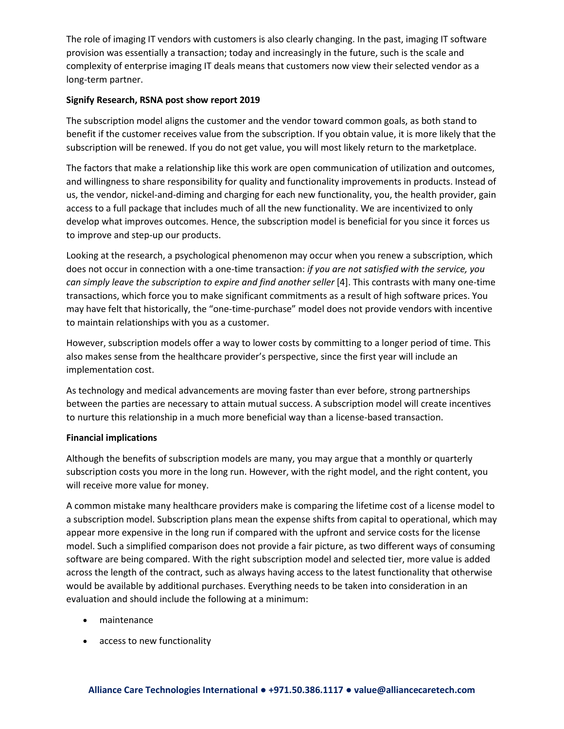The role of imaging IT vendors with customers is also clearly changing. In the past, imaging IT software provision was essentially a transaction; today and increasingly in the future, such is the scale and complexity of enterprise imaging IT deals means that customers now view their selected vendor as a long-term partner.

**Signify Research, RSNA post show report 2019**

The subscription model aligns the customer and the vendor toward common goals, as both stand to benefit if the customer receives value from the subscription. If you obtain value, it is more likely that the subscription will be renewed. If you do not get value, you will most likely return to the marketplace.

The factors that make a relationship like this work are open communication of utilization and outcomes, and willingness to share responsibility for quality and functionality improvements in products. Instead of us, the vendor, nickel-and-diming and charging for each new functionality, you, the health provider, gain access to a full package that includes much of all the new functionality. We are incentivized to only develop what improves outcomes. Hence, the subscription model is beneficial for you since it forces us to improve and step-up our products.

Looking at the research, a psychological phenomenon may occur when you renew a subscription, which does not occur in connection with a one-time transaction: *if you are not satisfied with the service, you can simply leave the subscription to expire and find another seller* [4]. This contrasts with many one-time transactions, which force you to make significant commitments as a result of high software prices. You may have felt that historically, the "one-time-purchase" model does not provide vendors with incentive to maintain relationships with you as a customer.

However, subscription models offer a way to lower costs by committing to a longer period of time. This also makes sense from the healthcare provider's perspective, since the first year will include an implementation cost.

As technology and medical advancements are moving faster than ever before, strong partnerships between the parties are necessary to attain mutual success. A subscription model will create incentives to nurture this relationship in a much more beneficial way than a license-based transaction.

**Financial implications**

Although the benefits of subscription models are many, you may argue that a monthly or quarterly subscription costs you more in the long run. However, with the right model, and the right content, you will receive more value for money.

A common mistake many healthcare providers make is comparing the lifetime cost of a license model to a subscription model. Subscription plans mean the expense shifts from capital to operational, which may appear more expensive in the long run if compared with the upfront and service costs for the license model. Such a simplified comparison does not provide a fair picture, as two different ways of consuming software are being compared. With the right subscription model and selected tier, more value is added across the length of the contract, such as always having access to the latest functionality that otherwise would be available by additional purchases. Everything needs to be taken into consideration in an evaluation and should include the following at a minimum:

- maintenance
- access to new functionality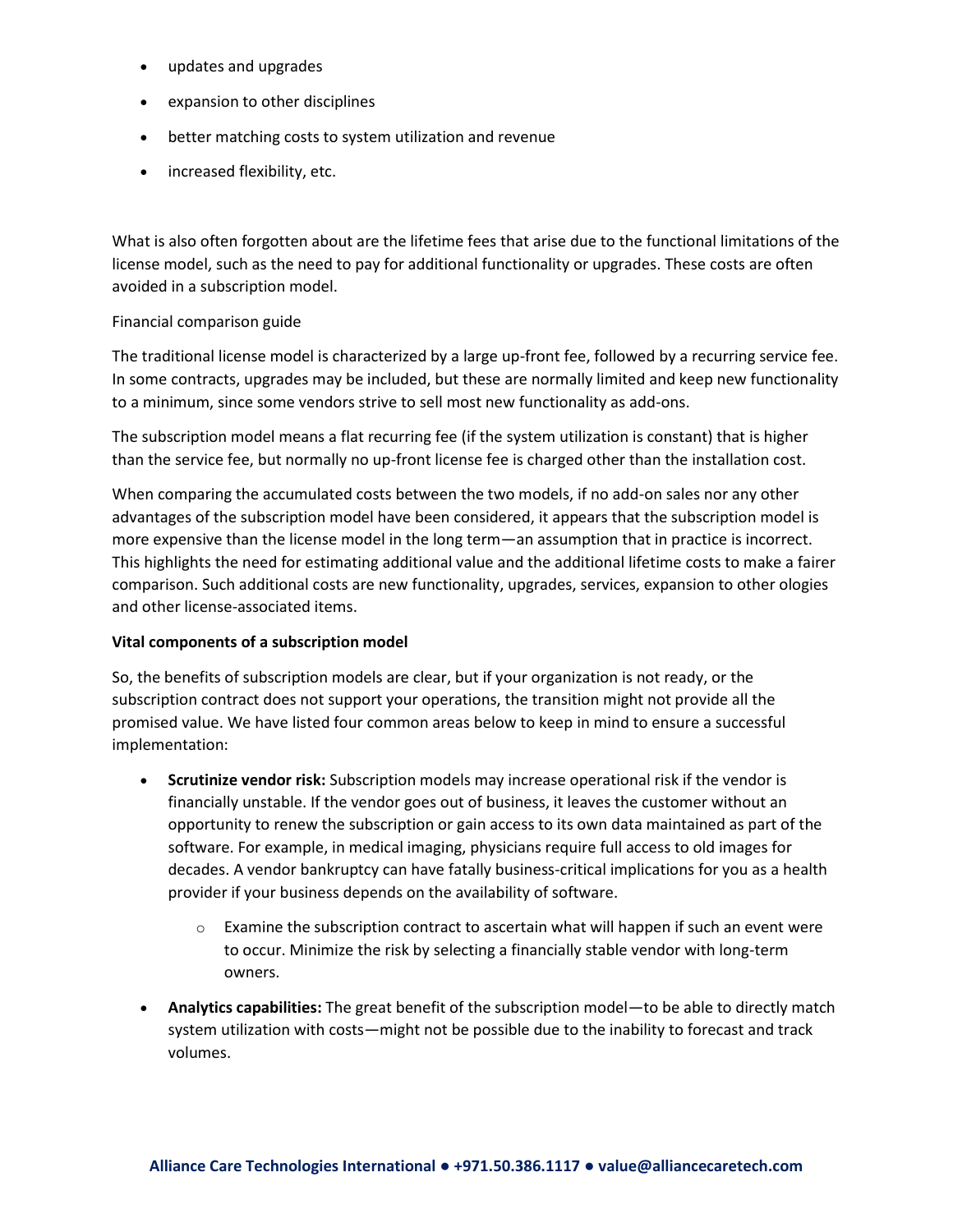- updates and upgrades
- expansion to other disciplines
- better matching costs to system utilization and revenue
- increased flexibility, etc.

What is also often forgotten about are the lifetime fees that arise due to the functional limitations of the license model, such as the need to pay for additional functionality or upgrades. These costs are often avoided in a subscription model.

Financial comparison guide

The traditional license model is characterized by a large up-front fee, followed by a recurring service fee. In some contracts, upgrades may be included, but these are normally limited and keep new functionality to a minimum, since some vendors strive to sell most new functionality as add-ons.

The subscription model means a flat recurring fee (if the system utilization is constant) that is higher than the service fee, but normally no up-front license fee is charged other than the installation cost.

When comparing the accumulated costs between the two models, if no add-on sales nor any other advantages of the subscription model have been considered, it appears that the subscription model is more expensive than the license model in the long term—an assumption that in practice is incorrect. This highlights the need for estimating additional value and the additional lifetime costs to make a fairer comparison. Such additional costs are new functionality, upgrades, services, expansion to other ologies and other license-associated items.

**Vital components of a subscription model**

So, the benefits of subscription models are clear, but if your organization is not ready, or the subscription contract does not support your operations, the transition might not provide all the promised value. We have listed four common areas below to keep in mind to ensure a successful implementation:

- **Scrutinize vendor risk:** Subscription models may increase operational risk if the vendor is financially unstable. If the vendor goes out of business, it leaves the customer without an opportunity to renew the subscription or gain access to its own data maintained as part of the software. For example, in medical imaging, physicians require full access to old images for decades. A vendor bankruptcy can have fatally business-critical implications for you as a health provider if your business depends on the availability of software.
    - Examine the subscription contract to ascertain what will happen if such an event were to occur. Minimize the risk by selecting a financially stable vendor with long-term owners.
- **Analytics capabilities:** The great benefit of the subscription model—to be able to directly match system utilization with costs—might not be possible due to the inability to forecast and track volumes.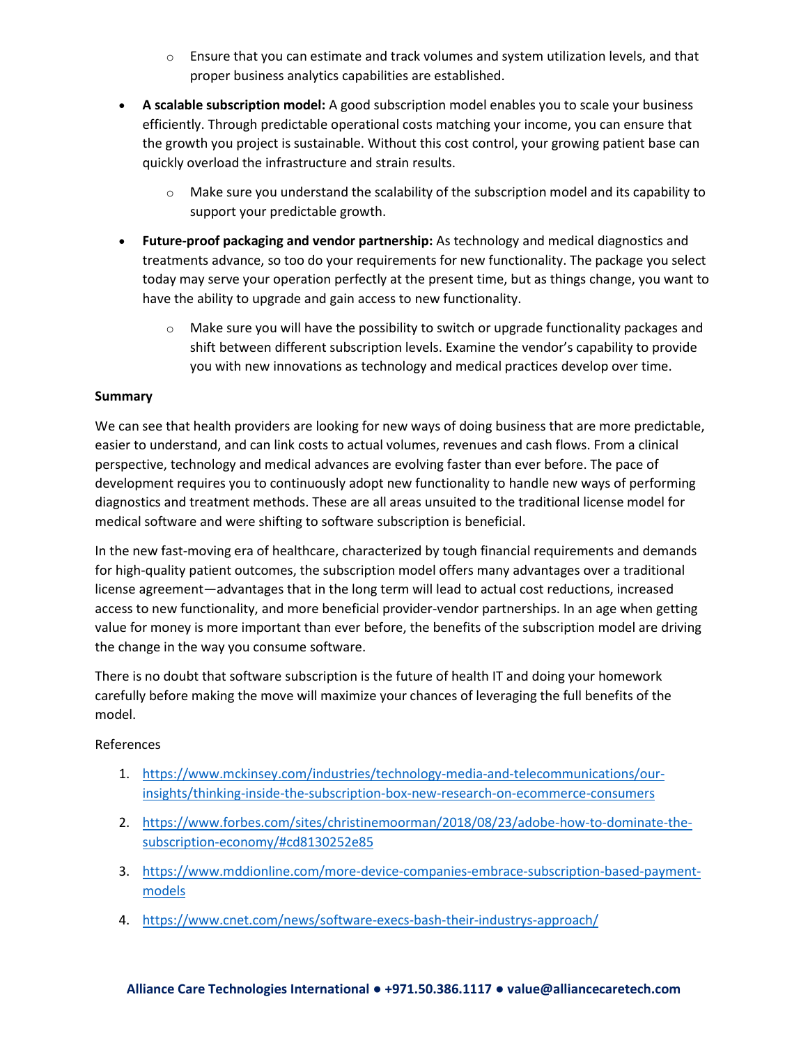- Ensure that you can estimate and track volumes and system utilization levels, and that proper business analytics capabilities are established.

- **A scalable subscription model:** A good subscription model enables you to scale your business efficiently. Through predictable operational costs matching your income, you can ensure that the growth you project is sustainable. Without this cost control, your growing patient base can quickly overload the infrastructure and strain results.
  - Make sure you understand the scalability of the subscription model and its capability to support your predictable growth.

- **Future-proof packaging and vendor partnership:** As technology and medical diagnostics and treatments advance, so too do your requirements for new functionality. The package you select today may serve your operation perfectly at the present time, but as things change, you want to have the ability to upgrade and gain access to new functionality.
  - Make sure you will have the possibility to switch or upgrade functionality packages and shift between different subscription levels. Examine the vendor's capability to provide you with new innovations as technology and medical practices develop over time.

**Summary**

We can see that health providers are looking for new ways of doing business that are more predictable, easier to understand, and can link costs to actual volumes, revenues and cash flows. From a clinical perspective, technology and medical advances are evolving faster than ever before. The pace of development requires you to continuously adopt new functionality to handle new ways of performing diagnostics and treatment methods. These are all areas unsuited to the traditional license model for medical software and were shifting to software subscription is beneficial.

In the new fast-moving era of healthcare, characterized by tough financial requirements and demands for high-quality patient outcomes, the subscription model offers many advantages over a traditional license agreement—advantages that in the long term will lead to actual cost reductions, increased access to new functionality, and more beneficial provider-vendor partnerships. In an age when getting value for money is more important than ever before, the benefits of the subscription model are driving the change in the way you consume software.

There is no doubt that software subscription is the future of health IT and doing your homework carefully before making the move will maximize your chances of leveraging the full benefits of the model.

References

1. https://www.mckinsey.com/industries/technology-media-and-telecommunications/our-insights/thinking-inside-the-subscription-box-new-research-on-ecommerce-consumers
2. https://www.forbes.com/sites/christinemoorman/2018/08/23/adobe-how-to-dominate-the-subscription-economy/#cd8130252e85
3. https://www.mddionline.com/more-device-companies-embrace-subscription-based-payment-models
4. https://www.cnet.com/news/software-execs-bash-their-industrys-approach/

**Alliance Care Technologies International ● +971.50.386.1117 ● value@alliancecaretech.com**